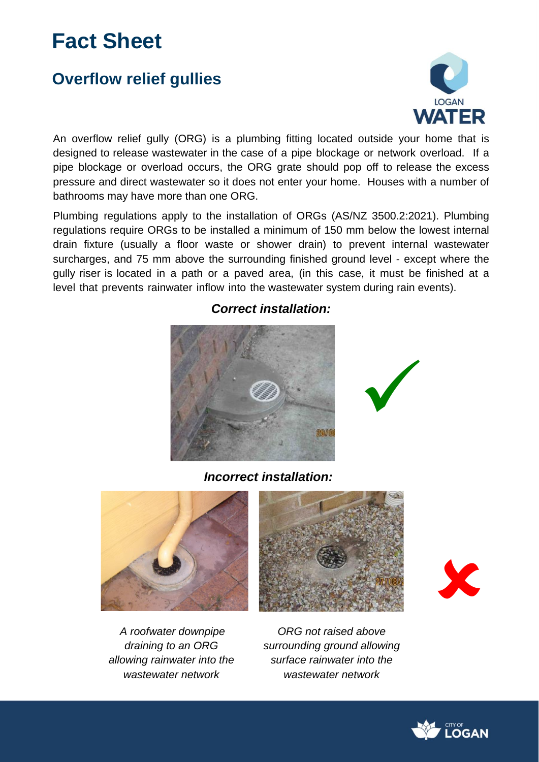# Fact Sheet

## Overflow relief gullies

An overflow relief gully (ORG) is a plumbing fitting located outside your home that is designed to release wastewater in the case of a pipe blockage or network overload. If a pipe blockage or overload occurs, the ORG grate should pop off to release the excess pressure and direct wastewater so it does not enter your home. Houses with a number of bathrooms may have more than one ORG.

Plumbing regulations apply to the installation of ORGs (AS/NZ 3500.2:2021). Plumbing regulations require ORGs to be installed a minimum of 150 mm below the lowest internal drain fixture (usually a floor waste or shower drain) to prevent internal wastewater surcharges, and 75 mm above the surrounding finished ground level - except where the gully riser is located in a path or a paved area, (in this case, it must be finished at a level that prevents rainwater inflow into the wastewater system during rain events).

***Correct installation:***

***Incorrect installation:***

*A roofwater downpipe draining to an ORG allowing rainwater into the wastewater network*

*ORG not raised above surrounding ground allowing surface rainwater into the wastewater network*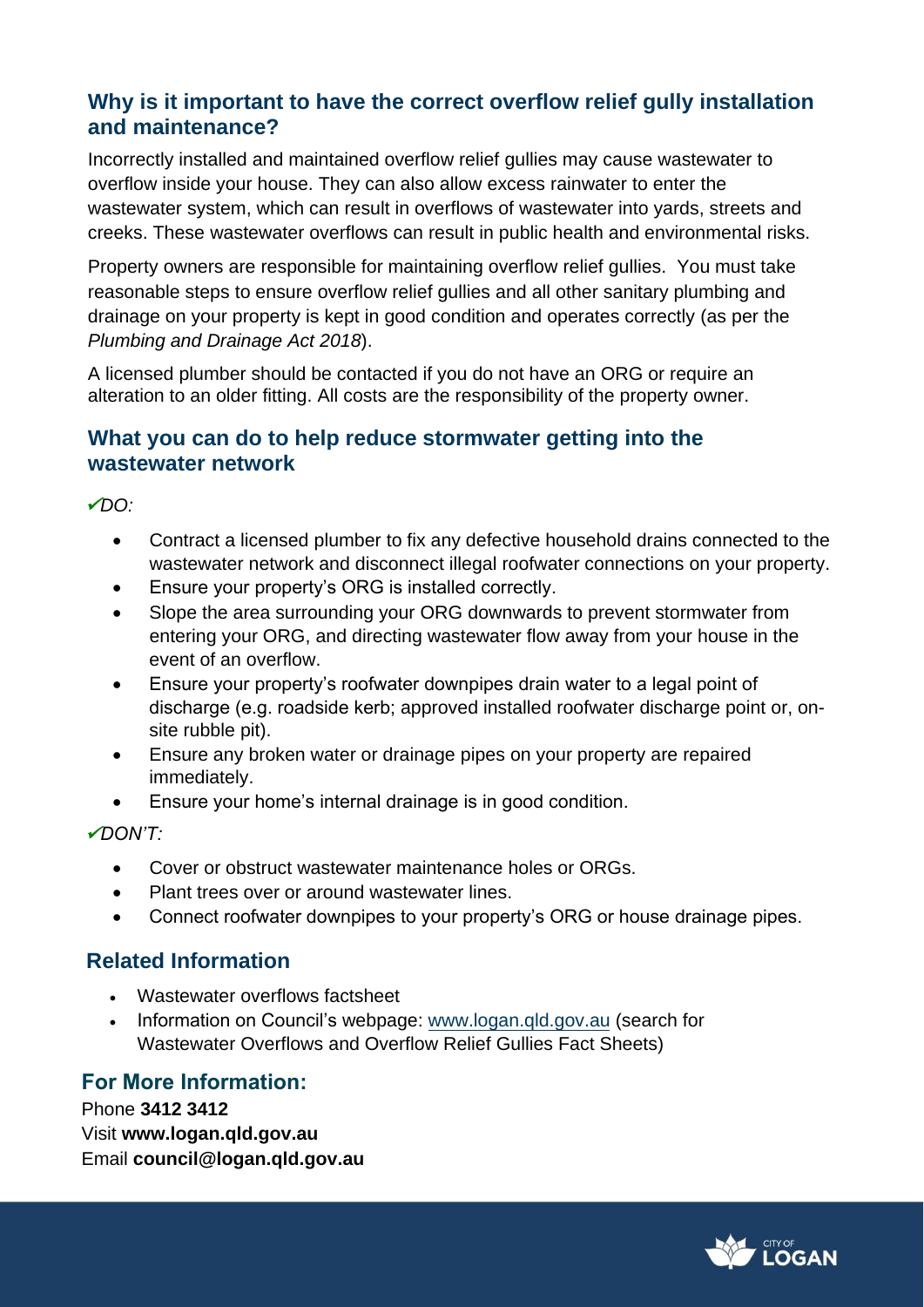## Why is it important to have the correct overflow relief gully installation and maintenance?

Incorrectly installed and maintained overflow relief gullies may cause wastewater to overflow inside your house. They can also allow excess rainwater to enter the wastewater system, which can result in overflows of wastewater into yards, streets and creeks. These wastewater overflows can result in public health and environmental risks.

Property owners are responsible for maintaining overflow relief gullies. You must take reasonable steps to ensure overflow relief gullies and all other sanitary plumbing and drainage on your property is kept in good condition and operates correctly (as per the *Plumbing and Drainage Act 2018*).

A licensed plumber should be contacted if you do not have an ORG or require an alteration to an older fitting. All costs are the responsibility of the property owner.

## What you can do to help reduce stormwater getting into the wastewater network

✓*DO:*

- Contract a licensed plumber to fix any defective household drains connected to the wastewater network and disconnect illegal roofwater connections on your property.
- Ensure your property's ORG is installed correctly.
- Slope the area surrounding your ORG downwards to prevent stormwater from entering your ORG, and directing wastewater flow away from your house in the event of an overflow.
- Ensure your property's roofwater downpipes drain water to a legal point of discharge (e.g. roadside kerb; approved installed roofwater discharge point or, on-site rubble pit).
- Ensure any broken water or drainage pipes on your property are repaired immediately.
- Ensure your home's internal drainage is in good condition.

✓*DON'T:*

- Cover or obstruct wastewater maintenance holes or ORGs.
- Plant trees over or around wastewater lines.
- Connect roofwater downpipes to your property's ORG or house drainage pipes.

## Related Information

- Wastewater overflows factsheet
- Information on Council's webpage: www.logan.qld.gov.au (search for Wastewater Overflows and Overflow Relief Gullies Fact Sheets)

## For More Information:

Phone **3412 3412**
Visit **www.logan.qld.gov.au**
Email **council@logan.qld.gov.au**

CITY OF LOGAN